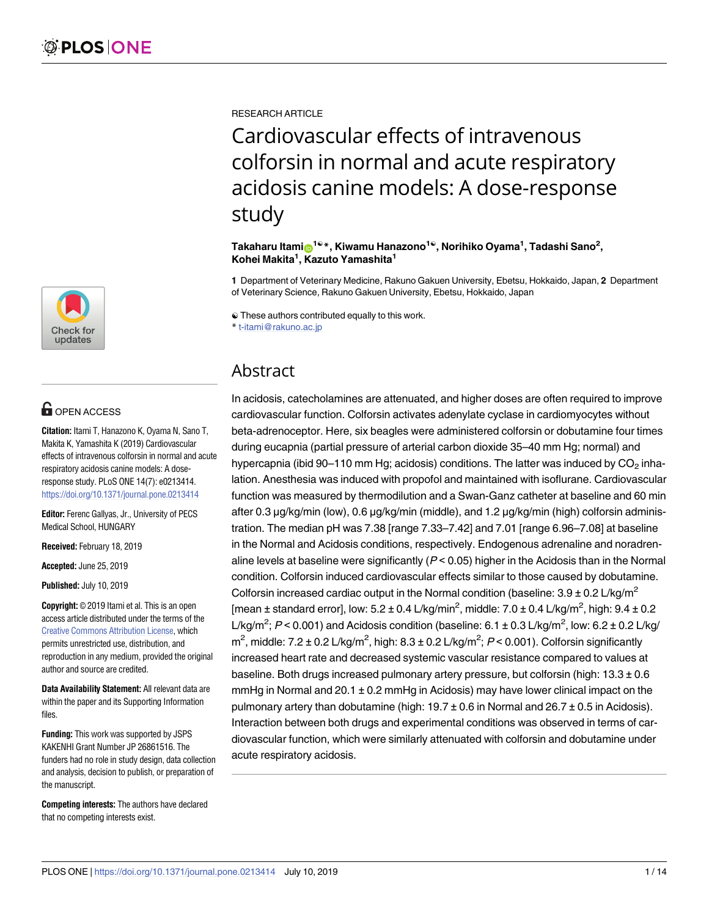RESEARCH ARTICLE

# Cardiovascular effects of intravenous colforsin in normal and acute respiratory acidosis canine models: A dose-response study

**Takaharu Itami[1]☯*, Kiwamu Hanazono[1]☯, Norihiko Oyama[1], Tadashi Sano[2], Kohei Makita[1], Kazuto Yamashita[1]**

**1** Department of Veterinary Medicine, Rakuno Gakuen University, Ebetsu, Hokkaido, Japan, **2** Department of Veterinary Science, Rakuno Gakuen University, Ebetsu, Hokkaido, Japan

☯ These authors contributed equally to this work.
* t-itami@rakuno.ac.jp

## Abstract

In acidosis, catecholamines are attenuated, and higher doses are often required to improve cardiovascular function. Colforsin activates adenylate cyclase in cardiomyocytes without beta-adrenoceptor. Here, six beagles were administered colforsin or dobutamine four times during eucapnia (partial pressure of arterial carbon dioxide 35–40 mm Hg; normal) and hypercapnia (ibid 90–110 mm Hg; acidosis) conditions. The latter was induced by $CO_2$ inhalation. Anesthesia was induced with propofol and maintained with isoflurane. Cardiovascular function was measured by thermodilution and a Swan-Ganz catheter at baseline and 60 min after 0.3 μg/kg/min (low), 0.6 μg/kg/min (middle), and 1.2 μg/kg/min (high) colforsin administration. The median pH was 7.38 [range 7.33–7.42] and 7.01 [range 6.96–7.08] at baseline in the Normal and Acidosis conditions, respectively. Endogenous adrenaline and noradrenaline levels at baseline were significantly ($P < 0.05$) higher in the Acidosis than in the Normal condition. Colforsin induced cardiovascular effects similar to those caused by dobutamine. Colforsin increased cardiac output in the Normal condition (baseline: 3.9 ± 0.2 L/kg/m$^2$ [mean ± standard error], low: 5.2 ± 0.4 L/kg/min$^2$, middle: 7.0 ± 0.4 L/kg/m$^2$, high: 9.4 ± 0.2 L/kg/m$^2$; $P < 0.001$) and Acidosis condition (baseline: 6.1 ± 0.3 L/kg/m$^2$, low: 6.2 ± 0.2 L/kg/m$^2$, middle: 7.2 ± 0.2 L/kg/m$^2$, high: 8.3 ± 0.2 L/kg/m$^2$; $P < 0.001$). Colforsin significantly increased heart rate and decreased systemic vascular resistance compared to values at baseline. Both drugs increased pulmonary artery pressure, but colforsin (high: 13.3 ± 0.6 mmHg in Normal and 20.1 ± 0.2 mmHg in Acidosis) may have lower clinical impact on the pulmonary artery than dobutamine (high: 19.7 ± 0.6 in Normal and 26.7 ± 0.5 in Acidosis). Interaction between both drugs and experimental conditions was observed in terms of cardiovascular function, which were similarly attenuated with colforsin and dobutamine under acute respiratory acidosis.

OPEN ACCESS

**Citation:** Itami T, Hanazono K, Oyama N, Sano T, Makita K, Yamashita K (2019) Cardiovascular effects of intravenous colforsin in normal and acute respiratory acidosis canine models: A dose-response study. PLoS ONE 14(7): e0213414. https://doi.org/10.1371/journal.pone.0213414

**Editor:** Ferenc Gallyas, Jr., University of PECS Medical School, HUNGARY

**Received:** February 18, 2019

**Accepted:** June 25, 2019

**Published:** July 10, 2019

**Copyright:** © 2019 Itami et al. This is an open access article distributed under the terms of the Creative Commons Attribution License, which permits unrestricted use, distribution, and reproduction in any medium, provided the original author and source are credited.

**Data Availability Statement:** All relevant data are within the paper and its Supporting Information files.

**Funding:** This work was supported by JSPS KAKENHI Grant Number JP 26861516. The funders had no role in study design, data collection and analysis, decision to publish, or preparation of the manuscript.

**Competing interests:** The authors have declared that no competing interests exist.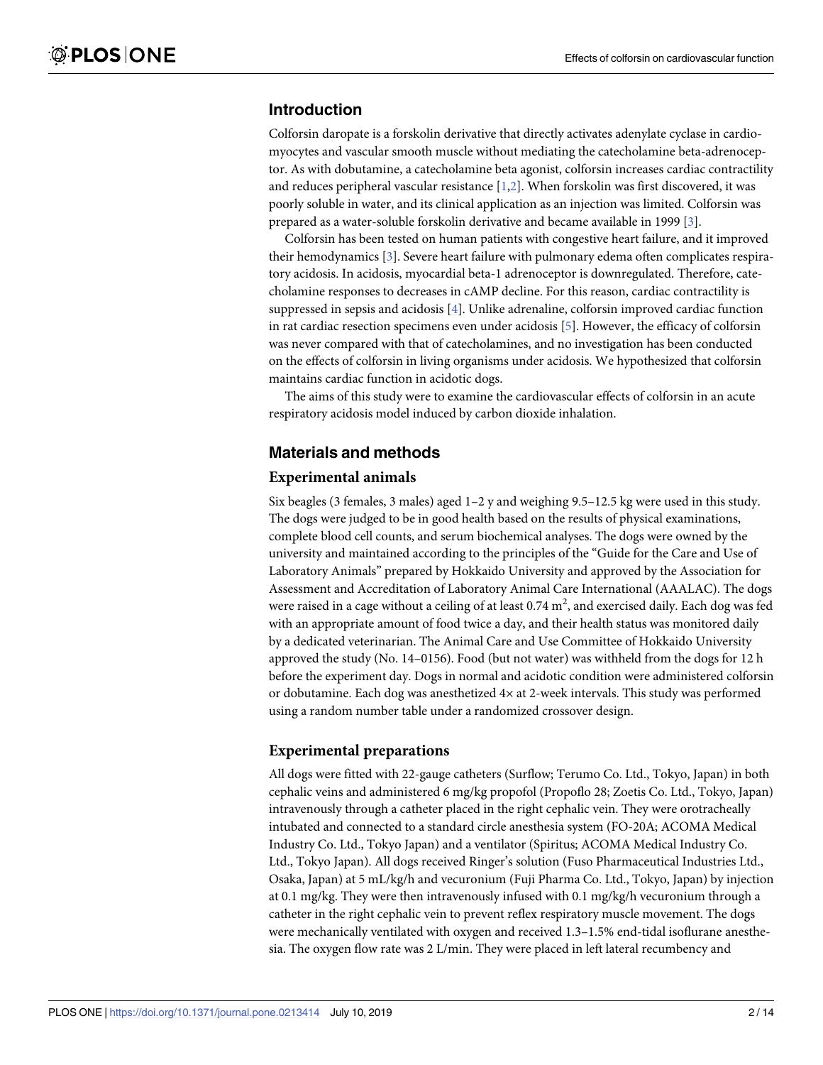## Introduction

Colforsin daropate is a forskolin derivative that directly activates adenylate cyclase in cardiomyocytes and vascular smooth muscle without mediating the catecholamine beta-adrenoceptor. As with dobutamine, a catecholamine beta agonist, colforsin increases cardiac contractility and reduces peripheral vascular resistance [1,2]. When forskolin was first discovered, it was poorly soluble in water, and its clinical application as an injection was limited. Colforsin was prepared as a water-soluble forskolin derivative and became available in 1999 [3].

Colforsin has been tested on human patients with congestive heart failure, and it improved their hemodynamics [3]. Severe heart failure with pulmonary edema often complicates respiratory acidosis. In acidosis, myocardial beta-1 adrenoceptor is downregulated. Therefore, catecholamine responses to decreases in cAMP decline. For this reason, cardiac contractility is suppressed in sepsis and acidosis [4]. Unlike adrenaline, colforsin improved cardiac function in rat cardiac resection specimens even under acidosis [5]. However, the efficacy of colforsin was never compared with that of catecholamines, and no investigation has been conducted on the effects of colforsin in living organisms under acidosis. We hypothesized that colforsin maintains cardiac function in acidotic dogs.

The aims of this study were to examine the cardiovascular effects of colforsin in an acute respiratory acidosis model induced by carbon dioxide inhalation.

## Materials and methods

### Experimental animals

Six beagles (3 females, 3 males) aged 1–2 y and weighing 9.5–12.5 kg were used in this study. The dogs were judged to be in good health based on the results of physical examinations, complete blood cell counts, and serum biochemical analyses. The dogs were owned by the university and maintained according to the principles of the "Guide for the Care and Use of Laboratory Animals" prepared by Hokkaido University and approved by the Association for Assessment and Accreditation of Laboratory Animal Care International (AAALAC). The dogs were raised in a cage without a ceiling of at least 0.74 $m^2$, and exercised daily. Each dog was fed with an appropriate amount of food twice a day, and their health status was monitored daily by a dedicated veterinarian. The Animal Care and Use Committee of Hokkaido University approved the study (No. 14–0156). Food (but not water) was withheld from the dogs for 12 h before the experiment day. Dogs in normal and acidotic condition were administered colforsin or dobutamine. Each dog was anesthetized 4× at 2-week intervals. This study was performed using a random number table under a randomized crossover design.

### Experimental preparations

All dogs were fitted with 22-gauge catheters (Surflow; Terumo Co. Ltd., Tokyo, Japan) in both cephalic veins and administered 6 mg/kg propofol (Propoflo 28; Zoetis Co. Ltd., Tokyo, Japan) intravenously through a catheter placed in the right cephalic vein. They were orotracheally intubated and connected to a standard circle anesthesia system (FO-20A; ACOMA Medical Industry Co. Ltd., Tokyo Japan) and a ventilator (Spiritus; ACOMA Medical Industry Co. Ltd., Tokyo Japan). All dogs received Ringer's solution (Fuso Pharmaceutical Industries Ltd., Osaka, Japan) at 5 mL/kg/h and vecuronium (Fuji Pharma Co. Ltd., Tokyo, Japan) by injection at 0.1 mg/kg. They were then intravenously infused with 0.1 mg/kg/h vecuronium through a catheter in the right cephalic vein to prevent reflex respiratory muscle movement. The dogs were mechanically ventilated with oxygen and received 1.3–1.5% end-tidal isoflurane anesthesia. The oxygen flow rate was 2 L/min. They were placed in left lateral recumbency and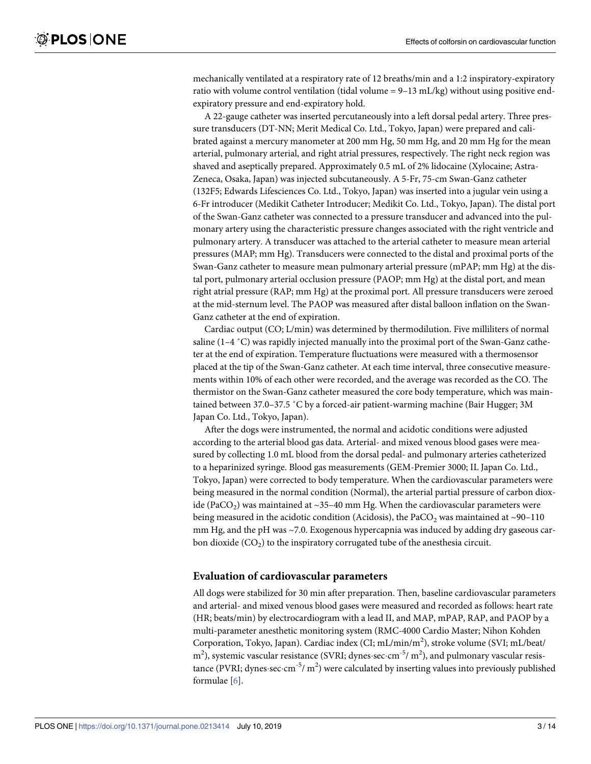mechanically ventilated at a respiratory rate of 12 breaths/min and a 1:2 inspiratory-expiratory ratio with volume control ventilation (tidal volume = 9–13 mL/kg) without using positive end-expiratory pressure and end-expiratory hold.

A 22-gauge catheter was inserted percutaneously into a left dorsal pedal artery. Three pressure transducers (DT-NN; Merit Medical Co. Ltd., Tokyo, Japan) were prepared and calibrated against a mercury manometer at 200 mm Hg, 50 mm Hg, and 20 mm Hg for the mean arterial, pulmonary arterial, and right atrial pressures, respectively. The right neck region was shaved and aseptically prepared. Approximately 0.5 mL of 2% lidocaine (Xylocaine; Astra-Zeneca, Osaka, Japan) was injected subcutaneously. A 5-Fr, 75-cm Swan-Ganz catheter (132F5; Edwards Lifesciences Co. Ltd., Tokyo, Japan) was inserted into a jugular vein using a 6-Fr introducer (Medikit Catheter Introducer; Medikit Co. Ltd., Tokyo, Japan). The distal port of the Swan-Ganz catheter was connected to a pressure transducer and advanced into the pulmonary artery using the characteristic pressure changes associated with the right ventricle and pulmonary artery. A transducer was attached to the arterial catheter to measure mean arterial pressures (MAP; mm Hg). Transducers were connected to the distal and proximal ports of the Swan-Ganz catheter to measure mean pulmonary arterial pressure (mPAP; mm Hg) at the distal port, pulmonary arterial occlusion pressure (PAOP; mm Hg) at the distal port, and mean right atrial pressure (RAP; mm Hg) at the proximal port. All pressure transducers were zeroed at the mid-sternum level. The PAOP was measured after distal balloon inflation on the Swan-Ganz catheter at the end of expiration.

Cardiac output (CO; L/min) was determined by thermodilution. Five milliliters of normal saline (1–4 ˚C) was rapidly injected manually into the proximal port of the Swan-Ganz catheter at the end of expiration. Temperature fluctuations were measured with a thermosensor placed at the tip of the Swan-Ganz catheter. At each time interval, three consecutive measurements within 10% of each other were recorded, and the average was recorded as the CO. The thermistor on the Swan-Ganz catheter measured the core body temperature, which was maintained between 37.0–37.5 ˚C by a forced-air patient-warming machine (Bair Hugger; 3M Japan Co. Ltd., Tokyo, Japan).

After the dogs were instrumented, the normal and acidotic conditions were adjusted according to the arterial blood gas data. Arterial- and mixed venous blood gases were measured by collecting 1.0 mL blood from the dorsal pedal- and pulmonary arteries catheterized to a heparinized syringe. Blood gas measurements (GEM-Premier 3000; IL Japan Co. Ltd., Tokyo, Japan) were corrected to body temperature. When the cardiovascular parameters were being measured in the normal condition (Normal), the arterial partial pressure of carbon dioxide ($PaCO_2$) was maintained at ~35–40 mm Hg. When the cardiovascular parameters were being measured in the acidotic condition (Acidosis), the $PaCO_2$ was maintained at ~90–110 mm Hg, and the pH was ~7.0. Exogenous hypercapnia was induced by adding dry gaseous carbon dioxide ($CO_2$) to the inspiratory corrugated tube of the anesthesia circuit.

## Evaluation of cardiovascular parameters

All dogs were stabilized for 30 min after preparation. Then, baseline cardiovascular parameters and arterial- and mixed venous blood gases were measured and recorded as follows: heart rate (HR; beats/min) by electrocardiogram with a lead II, and MAP, mPAP, RAP, and PAOP by a multi-parameter anesthetic monitoring system (RMC-4000 Cardio Master; Nihon Kohden Corporation, Tokyo, Japan). Cardiac index (CI; mL/min/$m^2$), stroke volume (SVI; mL/beat/$m^2$), systemic vascular resistance (SVRI; dynes·sec·$cm^{-5}$/ $m^2$), and pulmonary vascular resistance (PVRI; dynes·sec·$cm^{-5}$/ $m^2$) were calculated by inserting values into previously published formulae [6].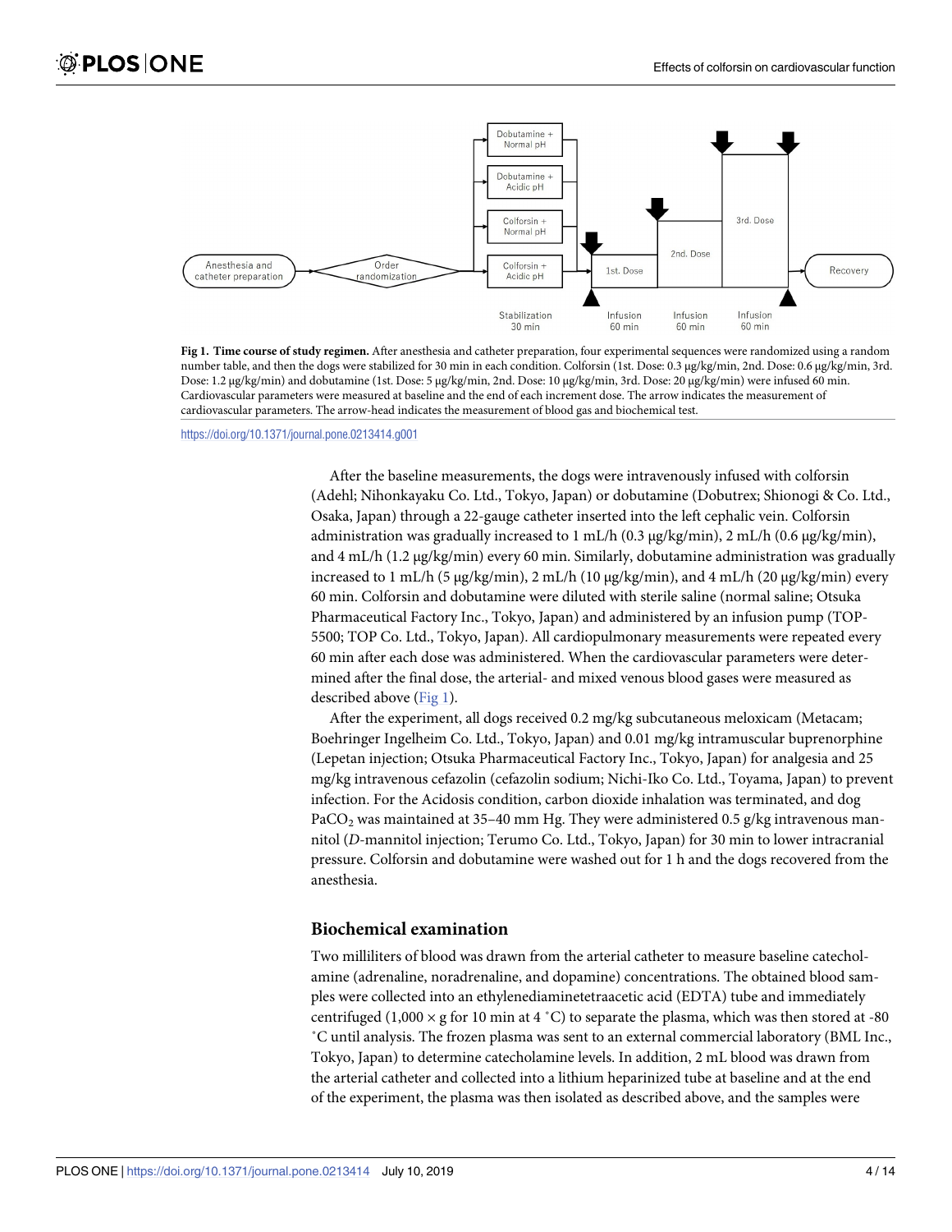Fig 1. **Time course of study regimen.** After anesthesia and catheter preparation, four experimental sequences were randomized using a random number table, and then the dogs were stabilized for 30 min in each condition. Colforsin (1st. Dose: 0.3 μg/kg/min, 2nd. Dose: 0.6 μg/kg/min, 3rd. Dose: 1.2 μg/kg/min) and dobutamine (1st. Dose: 5 μg/kg/min, 2nd. Dose: 10 μg/kg/min, 3rd. Dose: 20 μg/kg/min) were infused 60 min. Cardiovascular parameters were measured at baseline and the end of each increment dose. The arrow indicates the measurement of cardiovascular parameters. The arrow-head indicates the measurement of blood gas and biochemical test.

https://doi.org/10.1371/journal.pone.0213414.g001

After the baseline measurements, the dogs were intravenously infused with colforsin (Adehl; Nihonkayaku Co. Ltd., Tokyo, Japan) or dobutamine (Dobutrex; Shionogi & Co. Ltd., Osaka, Japan) through a 22-gauge catheter inserted into the left cephalic vein. Colforsin administration was gradually increased to 1 mL/h (0.3 μg/kg/min), 2 mL/h (0.6 μg/kg/min), and 4 mL/h (1.2 μg/kg/min) every 60 min. Similarly, dobutamine administration was gradually increased to 1 mL/h (5 μg/kg/min), 2 mL/h (10 μg/kg/min), and 4 mL/h (20 μg/kg/min) every 60 min. Colforsin and dobutamine were diluted with sterile saline (normal saline; Otsuka Pharmaceutical Factory Inc., Tokyo, Japan) and administered by an infusion pump (TOP-5500; TOP Co. Ltd., Tokyo, Japan). All cardiopulmonary measurements were repeated every 60 min after each dose was administered. When the cardiovascular parameters were determined after the final dose, the arterial- and mixed venous blood gases were measured as described above (Fig 1).

After the experiment, all dogs received 0.2 mg/kg subcutaneous meloxicam (Metacam; Boehringer Ingelheim Co. Ltd., Tokyo, Japan) and 0.01 mg/kg intramuscular buprenorphine (Lepetan injection; Otsuka Pharmaceutical Factory Inc., Tokyo, Japan) for analgesia and 25 mg/kg intravenous cefazolin (cefazolin sodium; Nichi-Iko Co. Ltd., Toyama, Japan) to prevent infection. For the Acidosis condition, carbon dioxide inhalation was terminated, and dog $PaCO_2$ was maintained at 35–40 mm Hg. They were administered 0.5 g/kg intravenous mannitol (*D*-mannitol injection; Terumo Co. Ltd., Tokyo, Japan) for 30 min to lower intracranial pressure. Colforsin and dobutamine were washed out for 1 h and the dogs recovered from the anesthesia.

## Biochemical examination

Two milliliters of blood was drawn from the arterial catheter to measure baseline catecholamine (adrenaline, noradrenaline, and dopamine) concentrations. The obtained blood samples were collected into an ethylenediaminetetraacetic acid (EDTA) tube and immediately centrifuged (1,000 × g for 10 min at 4 ˚C) to separate the plasma, which was then stored at -80 ˚C until analysis. The frozen plasma was sent to an external commercial laboratory (BML Inc., Tokyo, Japan) to determine catecholamine levels. In addition, 2 mL blood was drawn from the arterial catheter and collected into a lithium heparinized tube at baseline and at the end of the experiment, the plasma was then isolated as described above, and the samples were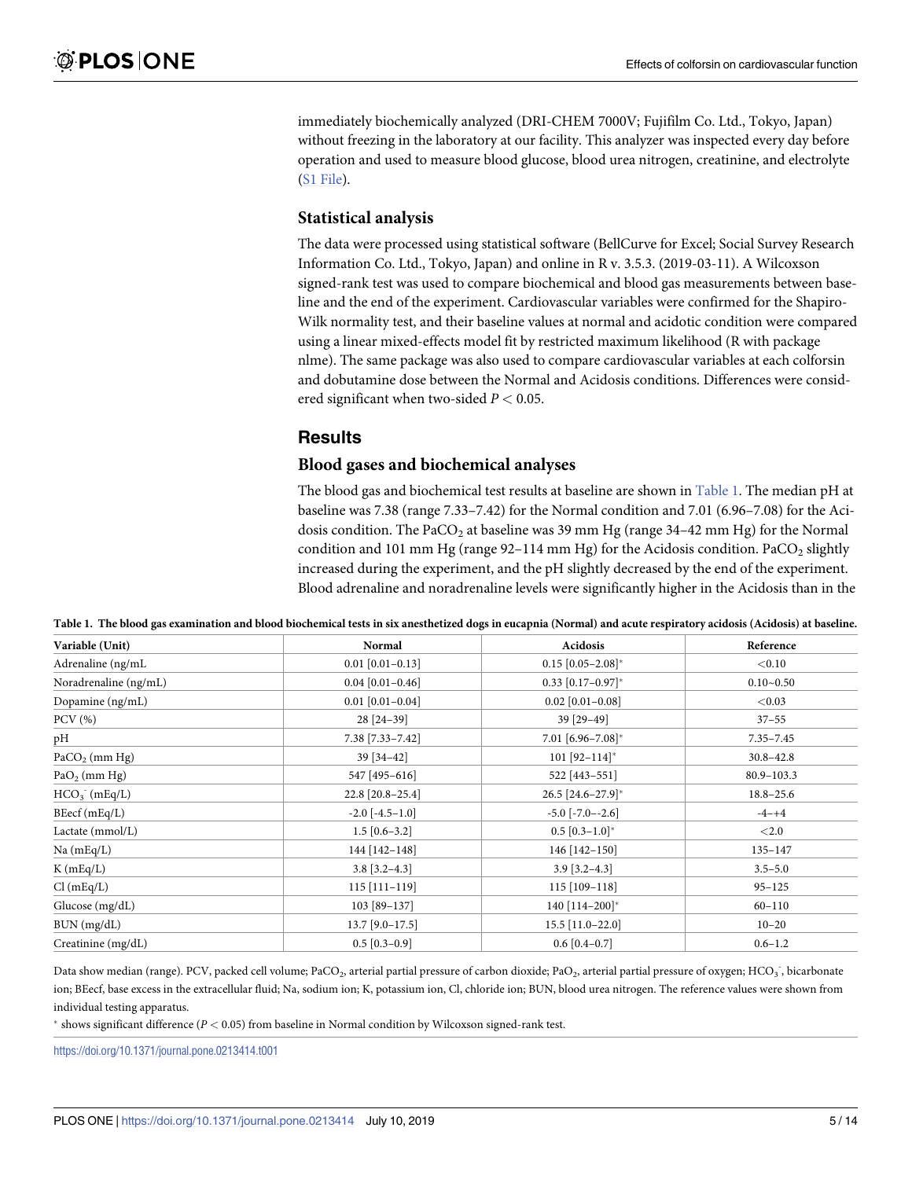immediately biochemically analyzed (DRI-CHEM 7000V; Fujifilm Co. Ltd., Tokyo, Japan) without freezing in the laboratory at our facility. This analyzer was inspected every day before operation and used to measure blood glucose, blood urea nitrogen, creatinine, and electrolyte (S1 File).

### Statistical analysis

The data were processed using statistical software (BellCurve for Excel; Social Survey Research Information Co. Ltd., Tokyo, Japan) and online in R v. 3.5.3. (2019-03-11). A Wilcoxon signed-rank test was used to compare biochemical and blood gas measurements between baseline and the end of the experiment. Cardiovascular variables were confirmed for the Shapiro-Wilk normality test, and their baseline values at normal and acidotic condition were compared using a linear mixed-effects model fit by restricted maximum likelihood (R with package nlme). The same package was also used to compare cardiovascular variables at each colforsin and dobutamine dose between the Normal and Acidosis conditions. Differences were considered significant when two-sided $P < 0.05$.

## Results

### Blood gases and biochemical analyses

The blood gas and biochemical test results at baseline are shown in Table 1. The median pH at baseline was 7.38 (range 7.33–7.42) for the Normal condition and 7.01 (6.96–7.08) for the Acidosis condition. The $PaCO_2$ at baseline was 39 mm Hg (range 34–42 mm Hg) for the Normal condition and 101 mm Hg (range 92–114 mm Hg) for the Acidosis condition. $PaCO_2$ slightly increased during the experiment, and the pH slightly decreased by the end of the experiment. Blood adrenaline and noradrenaline levels were significantly higher in the Acidosis than in the

**Table 1. The blood gas examination and blood biochemical tests in six anesthetized dogs in eucapnia (Normal) and acute respiratory acidosis (Acidosis) at baseline.**

| Variable (Unit) | Normal | Acidosis | Reference |
|---|---|---|---|
| Adrenaline (ng/mL | 0.01 [0.01–0.13] | 0.15 [0.05–2.08]* | <0.10 |
| Noradrenaline (ng/mL) | 0.04 [0.01–0.46] | 0.33 [0.17–0.97]* | 0.10~0.50 |
| Dopamine (ng/mL) | 0.01 [0.01–0.04] | 0.02 [0.01–0.08] | <0.03 |
| PCV (%) | 28 [24–39] | 39 [29–49] | 37–55 |
| pH | 7.38 [7.33–7.42] | 7.01 [6.96–7.08]* | 7.35–7.45 |
| $PaCO_2$ (mm Hg) | 39 [34–42] | 101 [92–114]* | 30.8–42.8 |
| $PaO_2$ (mm Hg) | 547 [495–616] | 522 [443–551] | 80.9–103.3 |
| $HCO_3^-$ (mEq/L) | 22.8 [20.8–25.4] | 26.5 [24.6–27.9]* | 18.8–25.6 |
| BEecf (mEq/L) | -2.0 [-4.5–1.0] | -5.0 [-7.0–-2.6] | -4–+4 |
| Lactate (mmol/L) | 1.5 [0.6–3.2] | 0.5 [0.3–1.0]* | <2.0 |
| Na (mEq/L) | 144 [142–148] | 146 [142–150] | 135–147 |
| K (mEq/L) | 3.8 [3.2–4.3] | 3.9 [3.2–4.3] | 3.5–5.0 |
| Cl (mEq/L) | 115 [111–119] | 115 [109–118] | 95–125 |
| Glucose (mg/dL) | 103 [89–137] | 140 [114–200]* | 60–110 |
| BUN (mg/dL) | 13.7 [9.0–17.5] | 15.5 [11.0–22.0] | 10–20 |
| Creatinine (mg/dL) | 0.5 [0.3–0.9] | 0.6 [0.4–0.7] | 0.6–1.2 |

Data show median (range). PCV, packed cell volume; $PaCO_2$, arterial partial pressure of carbon dioxide; $PaO_2$, arterial partial pressure of oxygen; $HCO_3^-$, bicarbonate ion; BEecf, base excess in the extracellular fluid; Na, sodium ion; K, potassium ion, Cl, chloride ion; BUN, blood urea nitrogen. The reference values were shown from individual testing apparatus.

* shows significant difference ($P < 0.05$) from baseline in Normal condition by Wilcoxon signed-rank test.

https://doi.org/10.1371/journal.pone.0213414.t001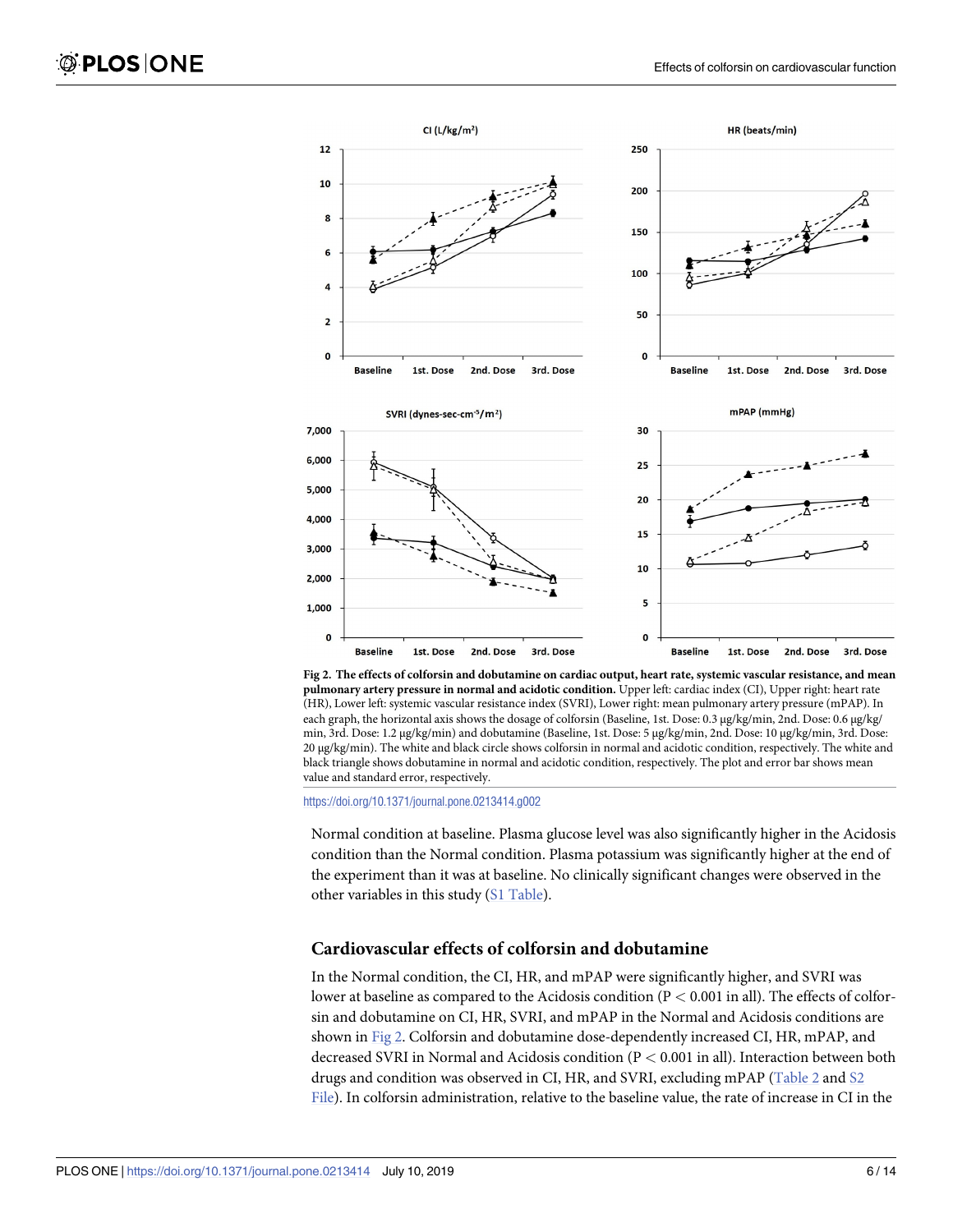**Fig 2. The effects of colforsin and dobutamine on cardiac output, heart rate, systemic vascular resistance, and mean pulmonary artery pressure in normal and acidotic condition.** Upper left: cardiac index (CI), Upper right: heart rate (HR), Lower left: systemic vascular resistance index (SVRI), Lower right: mean pulmonary artery pressure (mPAP). In each graph, the horizontal axis shows the dosage of colforsin (Baseline, 1st. Dose: 0.3 μg/kg/min, 2nd. Dose: 0.6 μg/kg/min, 3rd. Dose: 1.2 μg/kg/min) and dobutamine (Baseline, 1st. Dose: 5 μg/kg/min, 2nd. Dose: 10 μg/kg/min, 3rd. Dose: 20 μg/kg/min). The white and black circle shows colforsin in normal and acidotic condition, respectively. The white and black triangle shows dobutamine in normal and acidotic condition, respectively. The plot and error bar shows mean value and standard error, respectively.

https://doi.org/10.1371/journal.pone.0213414.g002

Normal condition at baseline. Plasma glucose level was also significantly higher in the Acidosis condition than the Normal condition. Plasma potassium was significantly higher at the end of the experiment than it was at baseline. No clinically significant changes were observed in the other variables in this study (S1 Table).

## Cardiovascular effects of colforsin and dobutamine

In the Normal condition, the CI, HR, and mPAP were significantly higher, and SVRI was lower at baseline as compared to the Acidosis condition ($P < 0.001$ in all). The effects of colforsin and dobutamine on CI, HR, SVRI, and mPAP in the Normal and Acidosis conditions are shown in Fig 2. Colforsin and dobutamine dose-dependently increased CI, HR, mPAP, and decreased SVRI in Normal and Acidosis condition ($P < 0.001$ in all). Interaction between both drugs and condition was observed in CI, HR, and SVRI, excluding mPAP (Table 2 and S2 File). In colforsin administration, relative to the baseline value, the rate of increase in CI in the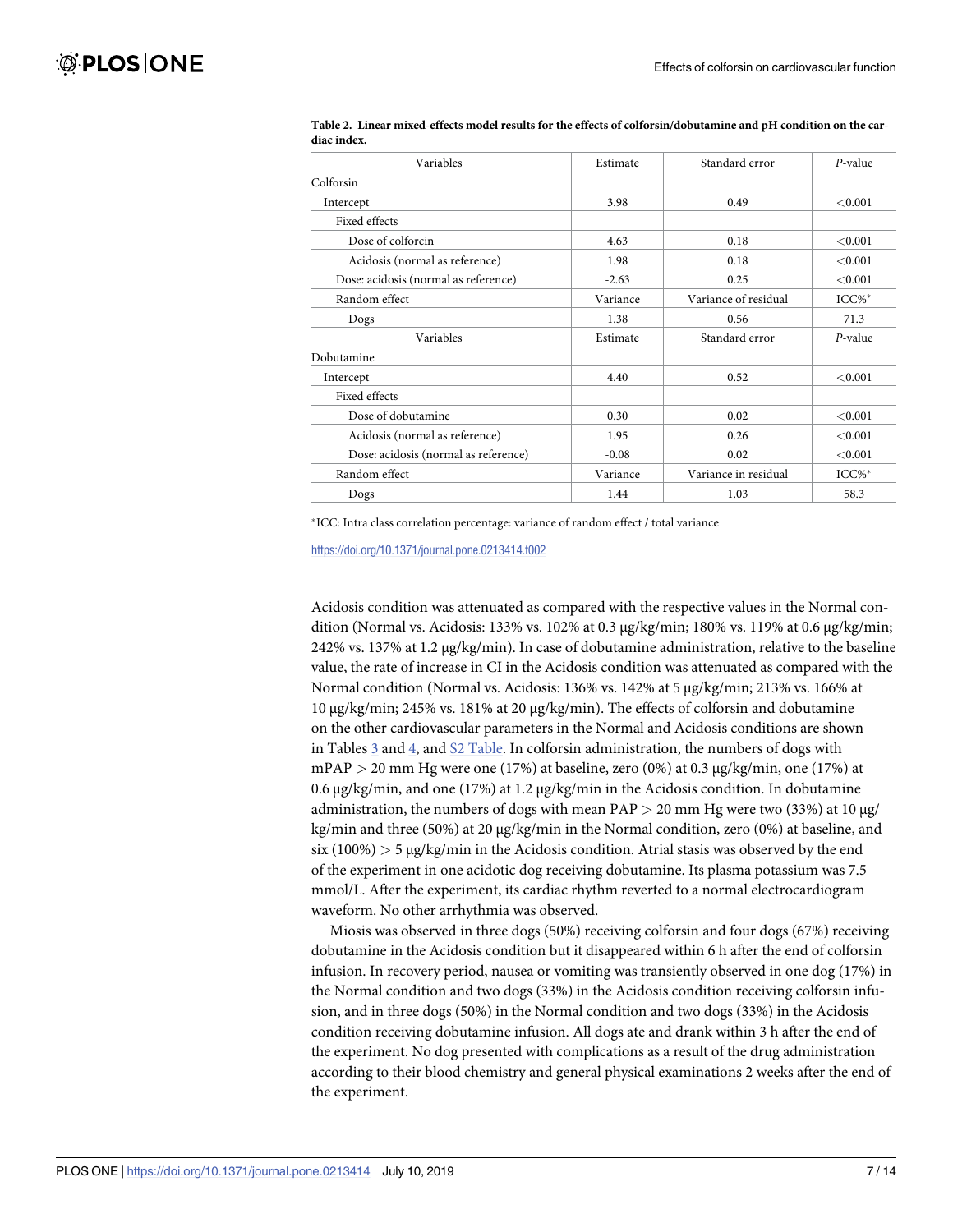**Table 2. Linear mixed-effects model results for the effects of colforsin/dobutamine and pH condition on the cardiac index.**

| Variables | Estimate | Standard error | *P*-value |
|---|---|---|---|
| Colforsin | | | |
| Intercept | 3.98 | 0.49 | <0.001 |
| Fixed effects | | | |
| Dose of colforcin | 4.63 | 0.18 | <0.001 |
| Acidosis (normal as reference) | 1.98 | 0.18 | <0.001 |
| Dose: acidosis (normal as reference) | -2.63 | 0.25 | <0.001 |
| Random effect | Variance | Variance of residual | ICC%* |
| Dogs | 1.38 | 0.56 | 71.3 |
| Variables | Estimate | Standard error | *P*-value |
| Dobutamine | | | |
| Intercept | 4.40 | 0.52 | <0.001 |
| Fixed effects | | | |
| Dose of dobutamine | 0.30 | 0.02 | <0.001 |
| Acidosis (normal as reference) | 1.95 | 0.26 | <0.001 |
| Dose: acidosis (normal as reference) | -0.08 | 0.02 | <0.001 |
| Random effect | Variance | Variance in residual | ICC%* |
| Dogs | 1.44 | 1.03 | 58.3 |

*ICC: Intra class correlation percentage: variance of random effect / total variance

https://doi.org/10.1371/journal.pone.0213414.t002

Acidosis condition was attenuated as compared with the respective values in the Normal condition (Normal vs. Acidosis: 133% vs. 102% at 0.3 μg/kg/min; 180% vs. 119% at 0.6 μg/kg/min; 242% vs. 137% at 1.2 μg/kg/min). In case of dobutamine administration, relative to the baseline value, the rate of increase in CI in the Acidosis condition was attenuated as compared with the Normal condition (Normal vs. Acidosis: 136% vs. 142% at 5 μg/kg/min; 213% vs. 166% at 10 μg/kg/min; 245% vs. 181% at 20 μg/kg/min). The effects of colforsin and dobutamine on the other cardiovascular parameters in the Normal and Acidosis conditions are shown in Tables 3 and 4, and S2 Table. In colforsin administration, the numbers of dogs with mPAP > 20 mm Hg were one (17%) at baseline, zero (0%) at 0.3 μg/kg/min, one (17%) at 0.6 μg/kg/min, and one (17%) at 1.2 μg/kg/min in the Acidosis condition. In dobutamine administration, the numbers of dogs with mean PAP > 20 mm Hg were two (33%) at 10 μg/kg/min and three (50%) at 20 μg/kg/min in the Normal condition, zero (0%) at baseline, and six (100%) > 5 μg/kg/min in the Acidosis condition. Atrial stasis was observed by the end of the experiment in one acidotic dog receiving dobutamine. Its plasma potassium was 7.5 mmol/L. After the experiment, its cardiac rhythm reverted to a normal electrocardiogram waveform. No other arrhythmia was observed.

Miosis was observed in three dogs (50%) receiving colforsin and four dogs (67%) receiving dobutamine in the Acidosis condition but it disappeared within 6 h after the end of colforsin infusion. In recovery period, nausea or vomiting was transiently observed in one dog (17%) in the Normal condition and two dogs (33%) in the Acidosis condition receiving colforsin infusion, and in three dogs (50%) in the Normal condition and two dogs (33%) in the Acidosis condition receiving dobutamine infusion. All dogs ate and drank within 3 h after the end of the experiment. No dog presented with complications as a result of the drug administration according to their blood chemistry and general physical examinations 2 weeks after the end of the experiment.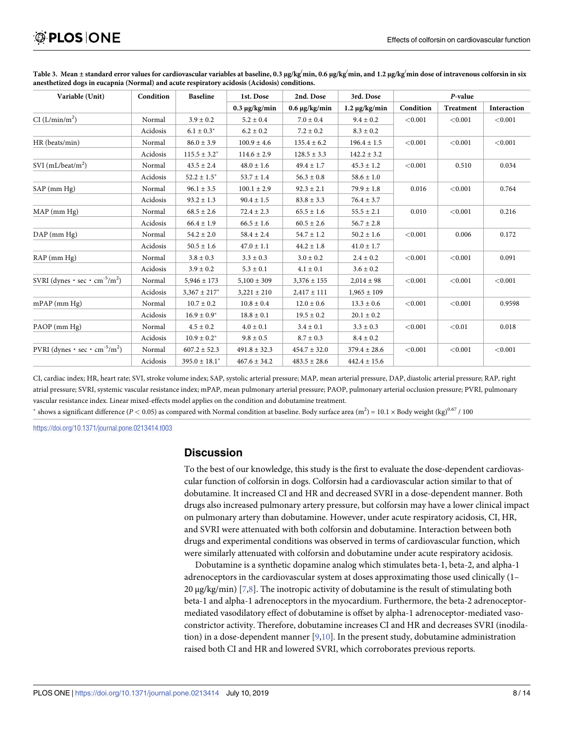**Table 3. Mean ± standard error values for cardiovascular variables at baseline, 0.3 μg/kg/min, 0.6 μg/kg/min, and 1.2 μg/kg/min dose of intravenous colforsin in six anesthetized dogs in eucapnia (Normal) and acute respiratory acidosis (Acidosis) conditions.**

| Variable (Unit) | Condition | Baseline | 1st. Dose | 2nd. Dose | 3rd. Dose | *P*-value | | |
|---|---|---|---|---|---|---|---|---|
| | | | 0.3 μg/kg/min | 0.6 μg/kg/min | 1.2 μg/kg/min | Condition | Treatment | Interaction |
| CI ($L/min/m^2$) | Normal | 3.9 ± 0.2 | 5.2 ± 0.4 | 7.0 ± 0.4 | 9.4 ± 0.2 | <0.001 | <0.001 | <0.001 |
| | Acidosis | 6.1 ± 0.3* | 6.2 ± 0.2 | 7.2 ± 0.2 | 8.3 ± 0.2 | | | |
| HR (beats/min) | Normal | 86.0 ± 3.9 | 100.9 ± 4.6 | 135.4 ± 6.2 | 196.4 ± 1.5 | <0.001 | <0.001 | <0.001 |
| | Acidosis | 115.5 ± 3.2* | 114.6 ± 2.9 | 128.5 ± 3.3 | 142.2 ± 3.2 | | | |
| SVI ($mL/beat/m^2$) | Normal | 43.5 ± 2.4 | 48.0 ± 1.6 | 49.4 ± 1.7 | 45.3 ± 1.2 | <0.001 | 0.510 | 0.034 |
| | Acidosis | 52.2 ± 1.5* | 53.7 ± 1.4 | 56.3 ± 0.8 | 58.6 ± 1.0 | | | |
| SAP (mm Hg) | Normal | 96.1 ± 3.5 | 100.1 ± 2.9 | 92.3 ± 2.1 | 79.9 ± 1.8 | 0.016 | <0.001 | 0.764 |
| | Acidosis | 93.2 ± 1.3 | 90.4 ± 1.5 | 83.8 ± 3.3 | 76.4 ± 3.7 | | | |
| MAP (mm Hg) | Normal | 68.5 ± 2.6 | 72.4 ± 2.3 | 65.5 ± 1.6 | 55.5 ± 2.1 | 0.010 | <0.001 | 0.216 |
| | Acidosis | 66.4 ± 1.9 | 66.5 ± 1.6 | 60.5 ± 2.6 | 56.7 ± 2.8 | | | |
| DAP (mm Hg) | Normal | 54.2 ± 2.0 | 58.4 ± 2.4 | 54.7 ± 1.2 | 50.2 ± 1.6 | <0.001 | 0.006 | 0.172 |
| | Acidosis | 50.5 ± 1.6 | 47.0 ± 1.1 | 44.2 ± 1.8 | 41.0 ± 1.7 | | | |
| RAP (mm Hg) | Normal | 3.8 ± 0.3 | 3.3 ± 0.3 | 3.0 ± 0.2 | 2.4 ± 0.2 | <0.001 | <0.001 | 0.091 |
| | Acidosis | 3.9 ± 0.2 | 5.3 ± 0.1 | 4.1 ± 0.1 | 3.6 ± 0.2 | | | |
| SVRI ($dynes \cdot sec \cdot cm^{-5}/m^2$) | Normal | 5,946 ± 173 | 5,100 ± 309 | 3,376 ± 155 | 2,014 ± 98 | <0.001 | <0.001 | <0.001 |
| | Acidosis | 3,367 ± 217* | 3,221 ± 210 | 2,417 ± 111 | 1,965 ± 109 | | | |
| mPAP (mm Hg) | Normal | 10.7 ± 0.2 | 10.8 ± 0.4 | 12.0 ± 0.6 | 13.3 ± 0.6 | <0.001 | <0.001 | 0.9598 |
| | Acidosis | 16.9 ± 0.9* | 18.8 ± 0.1 | 19.5 ± 0.2 | 20.1 ± 0.2 | | | |
| PAOP (mm Hg) | Normal | 4.5 ± 0.2 | 4.0 ± 0.1 | 3.4 ± 0.1 | 3.3 ± 0.3 | <0.001 | <0.01 | 0.018 |
| | Acidosis | 10.9 ± 0.2* | 9.8 ± 0.5 | 8.7 ± 0.3 | 8.4 ± 0.2 | | | |
| PVRI ($dynes \cdot sec \cdot cm^{-5}/m^2$) | Normal | 607.2 ± 52.3 | 491.8 ± 32.3 | 454.7 ± 32.0 | 379.4 ± 28.6 | <0.001 | <0.001 | <0.001 |
| | Acidosis | 395.0 ± 18.1* | 467.6 ± 34.2 | 483.5 ± 28.6 | 442.4 ± 15.6 | | | |

CI, cardiac index; HR, heart rate; SVI, stroke volume index; SAP, systolic arterial pressure; MAP, mean arterial pressure, DAP, diastolic arterial pressure; RAP, right atrial pressure; SVRI, systemic vascular resistance index; mPAP, mean pulmonary arterial pressure; PAOP, pulmonary arterial occlusion pressure; PVRI, pulmonary vascular resistance index. Linear mixed-effects model applies on the condition and dobutamine treatment.

\* shows a significant difference ($P < 0.05$) as compared with Normal condition at baseline. Body surface area ($m^2$) = 10.1 × Body weight $(kg)^{0.67}$ / 100

https://doi.org/10.1371/journal.pone.0213414.t003

## Discussion

To the best of our knowledge, this study is the first to evaluate the dose-dependent cardiovascular function of colforsin in dogs. Colforsin had a cardiovascular action similar to that of dobutamine. It increased CI and HR and decreased SVRI in a dose-dependent manner. Both drugs also increased pulmonary artery pressure, but colforsin may have a lower clinical impact on pulmonary artery than dobutamine. However, under acute respiratory acidosis, CI, HR, and SVRI were attenuated with both colforsin and dobutamine. Interaction between both drugs and experimental conditions was observed in terms of cardiovascular function, which were similarly attenuated with colforsin and dobutamine under acute respiratory acidosis.

Dobutamine is a synthetic dopamine analog which stimulates beta-1, beta-2, and alpha-1 adrenoceptors in the cardiovascular system at doses approximating those used clinically (1–20 μg/kg/min) [7,8]. The inotropic activity of dobutamine is the result of stimulating both beta-1 and alpha-1 adrenoceptors in the myocardium. Furthermore, the beta-2 adrenoceptor-mediated vasodilatory effect of dobutamine is offset by alpha-1 adrenoceptor-mediated vasoconstrictor activity. Therefore, dobutamine increases CI and HR and decreases SVRI (inodilation) in a dose-dependent manner [9,10]. In the present study, dobutamine administration raised both CI and HR and lowered SVRI, which corroborates previous reports.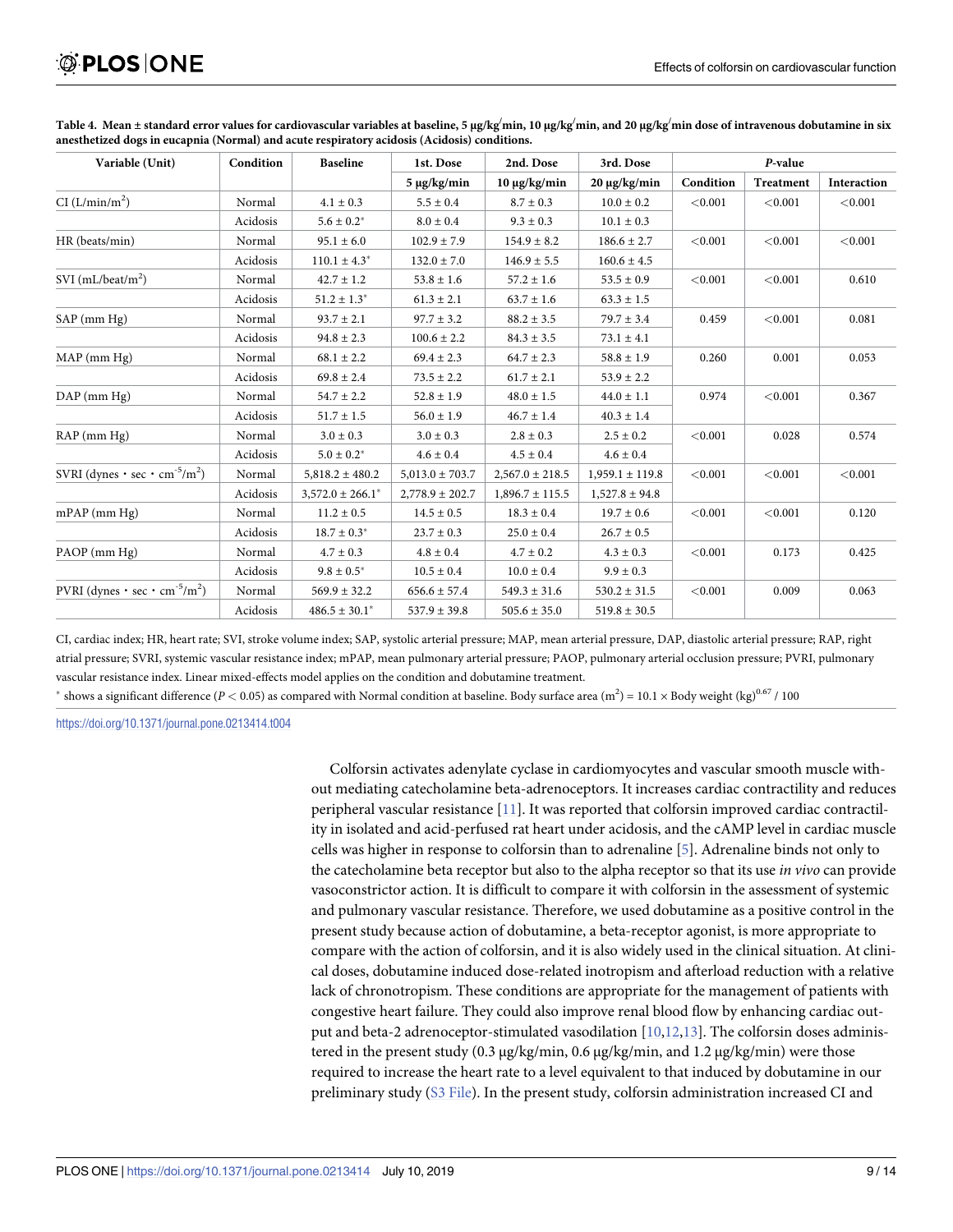**Table 4. Mean ± standard error values for cardiovascular variables at baseline, 5 μg/kg/min, 10 μg/kg/min, and 20 μg/kg/min dose of intravenous dobutamine in six anesthetized dogs in eucapnia (Normal) and acute respiratory acidosis (Acidosis) conditions.**

| Variable (Unit) | Condition | Baseline | 1st. Dose | 2nd. Dose | 3rd. Dose | *P*-value | | |
|---|---|---|---|---|---|---|---|---|
| | | | 5 μg/kg/min | 10 μg/kg/min | 20 μg/kg/min | Condition | Treatment | Interaction |
| CI (L/min/m$^2$) | Normal | 4.1 ± 0.3 | 5.5 ± 0.4 | 8.7 ± 0.3 | 10.0 ± 0.2 | <0.001 | <0.001 | <0.001 |
| | Acidosis | 5.6 ± 0.2* | 8.0 ± 0.4 | 9.3 ± 0.3 | 10.1 ± 0.3 | | | |
| HR (beats/min) | Normal | 95.1 ± 6.0 | 102.9 ± 7.9 | 154.9 ± 8.2 | 186.6 ± 2.7 | <0.001 | <0.001 | <0.001 |
| | Acidosis | 110.1 ± 4.3* | 132.0 ± 7.0 | 146.9 ± 5.5 | 160.6 ± 4.5 | | | |
| SVI (mL/beat/m$^2$) | Normal | 42.7 ± 1.2 | 53.8 ± 1.6 | 57.2 ± 1.6 | 53.5 ± 0.9 | <0.001 | <0.001 | 0.610 |
| | Acidosis | 51.2 ± 1.3* | 61.3 ± 2.1 | 63.7 ± 1.6 | 63.3 ± 1.5 | | | |
| SAP (mm Hg) | Normal | 93.7 ± 2.1 | 97.7 ± 3.2 | 88.2 ± 3.5 | 79.7 ± 3.4 | 0.459 | <0.001 | 0.081 |
| | Acidosis | 94.8 ± 2.3 | 100.6 ± 2.2 | 84.3 ± 3.5 | 73.1 ± 4.1 | | | |
| MAP (mm Hg) | Normal | 68.1 ± 2.2 | 69.4 ± 2.3 | 64.7 ± 2.3 | 58.8 ± 1.9 | 0.260 | 0.001 | 0.053 |
| | Acidosis | 69.8 ± 2.4 | 73.5 ± 2.2 | 61.7 ± 2.1 | 53.9 ± 2.2 | | | |
| DAP (mm Hg) | Normal | 54.7 ± 2.2 | 52.8 ± 1.9 | 48.0 ± 1.5 | 44.0 ± 1.1 | 0.974 | <0.001 | 0.367 |
| | Acidosis | 51.7 ± 1.5 | 56.0 ± 1.9 | 46.7 ± 1.4 | 40.3 ± 1.4 | | | |
| RAP (mm Hg) | Normal | 3.0 ± 0.3 | 3.0 ± 0.3 | 2.8 ± 0.3 | 2.5 ± 0.2 | <0.001 | 0.028 | 0.574 |
| | Acidosis | 5.0 ± 0.2* | 4.6 ± 0.4 | 4.5 ± 0.4 | 4.6 ± 0.4 | | | |
| SVRI (dynes · sec · cm$^{-5}$/m$^2$) | Normal | 5,818.2 ± 480.2 | 5,013.0 ± 703.7 | 2,567.0 ± 218.5 | 1,959.1 ± 119.8 | <0.001 | <0.001 | <0.001 |
| | Acidosis | 3,572.0 ± 266.1* | 2,778.9 ± 202.7 | 1,896.7 ± 115.5 | 1,527.8 ± 94.8 | | | |
| mPAP (mm Hg) | Normal | 11.2 ± 0.5 | 14.5 ± 0.5 | 18.3 ± 0.4 | 19.7 ± 0.6 | <0.001 | <0.001 | 0.120 |
| | Acidosis | 18.7 ± 0.3* | 23.7 ± 0.3 | 25.0 ± 0.4 | 26.7 ± 0.5 | | | |
| PAOP (mm Hg) | Normal | 4.7 ± 0.3 | 4.8 ± 0.4 | 4.7 ± 0.2 | 4.3 ± 0.3 | <0.001 | 0.173 | 0.425 |
| | Acidosis | 9.8 ± 0.5* | 10.5 ± 0.4 | 10.0 ± 0.4 | 9.9 ± 0.3 | | | |
| PVRI (dynes · sec · cm$^{-5}$/m$^2$) | Normal | 569.9 ± 32.2 | 656.6 ± 57.4 | 549.3 ± 31.6 | 530.2 ± 31.5 | <0.001 | 0.009 | 0.063 |
| | Acidosis | 486.5 ± 30.1* | 537.9 ± 39.8 | 505.6 ± 35.0 | 519.8 ± 30.5 | | | |

CI, cardiac index; HR, heart rate; SVI, stroke volume index; SAP, systolic arterial pressure; MAP, mean arterial pressure, DAP, diastolic arterial pressure; RAP, right atrial pressure; SVRI, systemic vascular resistance index; mPAP, mean pulmonary arterial pressure; PAOP, pulmonary arterial occlusion pressure; PVRI, pulmonary vascular resistance index. Linear mixed-effects model applies on the condition and dobutamine treatment.

\* shows a significant difference ($P < 0.05$) as compared with Normal condition at baseline. Body surface area (m$^2$) = 10.1 × Body weight (kg)$^{0.67}$ / 100

https://doi.org/10.1371/journal.pone.0213414.t004

Colforsin activates adenylate cyclase in cardiomyocytes and vascular smooth muscle without mediating catecholamine beta-adrenoceptors. It increases cardiac contractility and reduces peripheral vascular resistance [11]. It was reported that colforsin improved cardiac contractility in isolated and acid-perfused rat heart under acidosis, and the cAMP level in cardiac muscle cells was higher in response to colforsin than to adrenaline [5]. Adrenaline binds not only to the catecholamine beta receptor but also to the alpha receptor so that its use *in vivo* can provide vasoconstrictor action. It is difficult to compare it with colforsin in the assessment of systemic and pulmonary vascular resistance. Therefore, we used dobutamine as a positive control in the present study because action of dobutamine, a beta-receptor agonist, is more appropriate to compare with the action of colforsin, and it is also widely used in the clinical situation. At clinical doses, dobutamine induced dose-related inotropism and afterload reduction with a relative lack of chronotropism. These conditions are appropriate for the management of patients with congestive heart failure. They could also improve renal blood flow by enhancing cardiac output and beta-2 adrenoceptor-stimulated vasodilation [10,12,13]. The colforsin doses administered in the present study (0.3 μg/kg/min, 0.6 μg/kg/min, and 1.2 μg/kg/min) were those required to increase the heart rate to a level equivalent to that induced by dobutamine in our preliminary study (S3 File). In the present study, colforsin administration increased CI and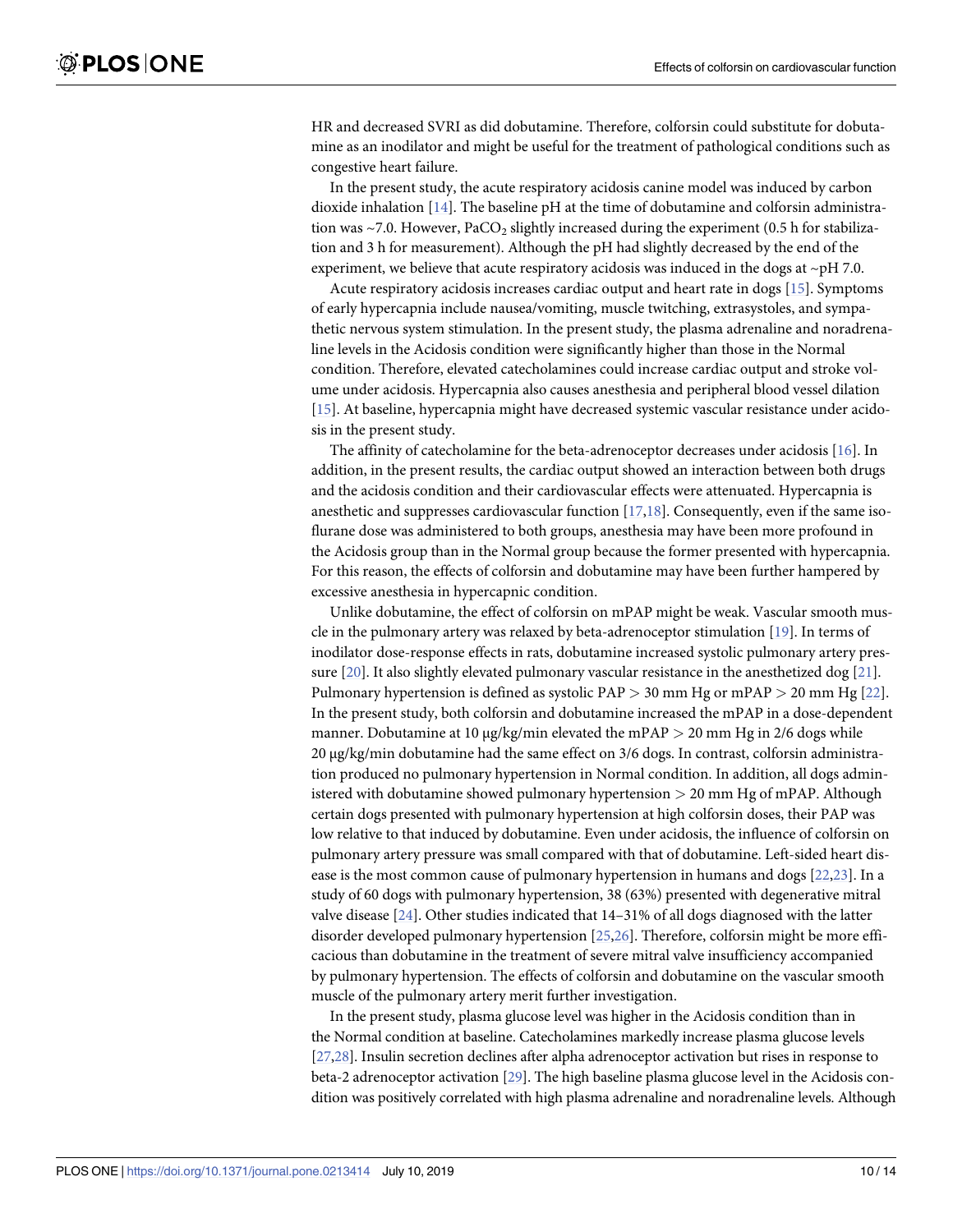HR and decreased SVRI as did dobutamine. Therefore, colforsin could substitute for dobutamine as an inodilator and might be useful for the treatment of pathological conditions such as congestive heart failure.

In the present study, the acute respiratory acidosis canine model was induced by carbon dioxide inhalation [14]. The baseline pH at the time of dobutamine and colforsin administration was ~7.0. However, $PaCO_2$ slightly increased during the experiment (0.5 h for stabilization and 3 h for measurement). Although the pH had slightly decreased by the end of the experiment, we believe that acute respiratory acidosis was induced in the dogs at ~pH 7.0.

Acute respiratory acidosis increases cardiac output and heart rate in dogs [15]. Symptoms of early hypercapnia include nausea/vomiting, muscle twitching, extrasystoles, and sympathetic nervous system stimulation. In the present study, the plasma adrenaline and noradrenaline levels in the Acidosis condition were significantly higher than those in the Normal condition. Therefore, elevated catecholamines could increase cardiac output and stroke volume under acidosis. Hypercapnia also causes anesthesia and peripheral blood vessel dilation [15]. At baseline, hypercapnia might have decreased systemic vascular resistance under acidosis in the present study.

The affinity of catecholamine for the beta-adrenoceptor decreases under acidosis [16]. In addition, in the present results, the cardiac output showed an interaction between both drugs and the acidosis condition and their cardiovascular effects were attenuated. Hypercapnia is anesthetic and suppresses cardiovascular function [17,18]. Consequently, even if the same isoflurane dose was administered to both groups, anesthesia may have been more profound in the Acidosis group than in the Normal group because the former presented with hypercapnia. For this reason, the effects of colforsin and dobutamine may have been further hampered by excessive anesthesia in hypercapnic condition.

Unlike dobutamine, the effect of colforsin on mPAP might be weak. Vascular smooth muscle in the pulmonary artery was relaxed by beta-adrenoceptor stimulation [19]. In terms of inodilator dose-response effects in rats, dobutamine increased systolic pulmonary artery pressure [20]. It also slightly elevated pulmonary vascular resistance in the anesthetized dog [21]. Pulmonary hypertension is defined as systolic PAP > 30 mm Hg or mPAP > 20 mm Hg [22]. In the present study, both colforsin and dobutamine increased the mPAP in a dose-dependent manner. Dobutamine at 10 μg/kg/min elevated the mPAP > 20 mm Hg in 2/6 dogs while 20 μg/kg/min dobutamine had the same effect on 3/6 dogs. In contrast, colforsin administration produced no pulmonary hypertension in Normal condition. In addition, all dogs administered with dobutamine showed pulmonary hypertension > 20 mm Hg of mPAP. Although certain dogs presented with pulmonary hypertension at high colforsin doses, their PAP was low relative to that induced by dobutamine. Even under acidosis, the influence of colforsin on pulmonary artery pressure was small compared with that of dobutamine. Left-sided heart disease is the most common cause of pulmonary hypertension in humans and dogs [22,23]. In a study of 60 dogs with pulmonary hypertension, 38 (63%) presented with degenerative mitral valve disease [24]. Other studies indicated that 14–31% of all dogs diagnosed with the latter disorder developed pulmonary hypertension [25,26]. Therefore, colforsin might be more efficacious than dobutamine in the treatment of severe mitral valve insufficiency accompanied by pulmonary hypertension. The effects of colforsin and dobutamine on the vascular smooth muscle of the pulmonary artery merit further investigation.

In the present study, plasma glucose level was higher in the Acidosis condition than in the Normal condition at baseline. Catecholamines markedly increase plasma glucose levels [27,28]. Insulin secretion declines after alpha adrenoceptor activation but rises in response to beta-2 adrenoceptor activation [29]. The high baseline plasma glucose level in the Acidosis condition was positively correlated with high plasma adrenaline and noradrenaline levels. Although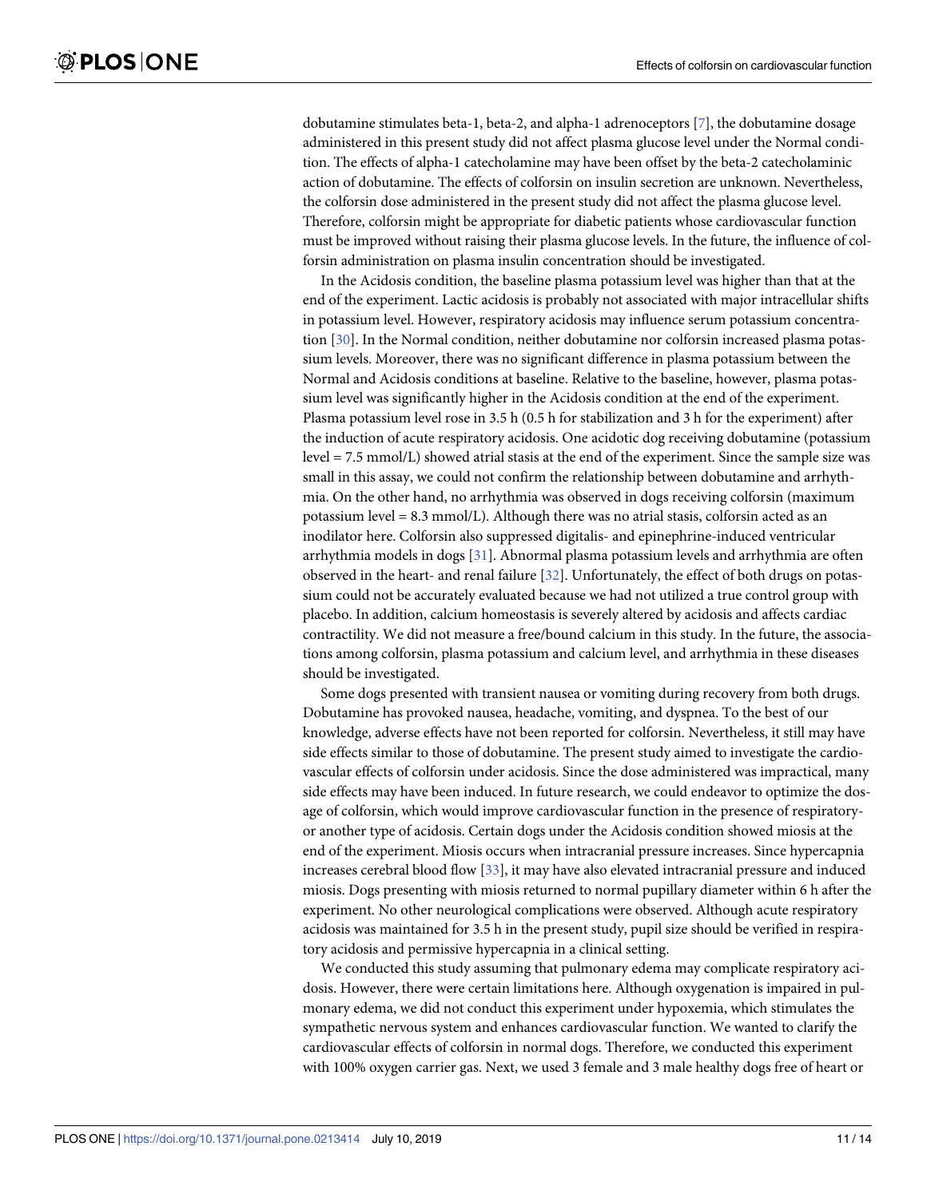dobutamine stimulates beta-1, beta-2, and alpha-1 adrenoceptors [7], the dobutamine dosage administered in this present study did not affect plasma glucose level under the Normal condition. The effects of alpha-1 catecholamine may have been offset by the beta-2 catecholaminic action of dobutamine. The effects of colforsin on insulin secretion are unknown. Nevertheless, the colforsin dose administered in the present study did not affect the plasma glucose level. Therefore, colforsin might be appropriate for diabetic patients whose cardiovascular function must be improved without raising their plasma glucose levels. In the future, the influence of colforsin administration on plasma insulin concentration should be investigated.

In the Acidosis condition, the baseline plasma potassium level was higher than that at the end of the experiment. Lactic acidosis is probably not associated with major intracellular shifts in potassium level. However, respiratory acidosis may influence serum potassium concentration [30]. In the Normal condition, neither dobutamine nor colforsin increased plasma potassium levels. Moreover, there was no significant difference in plasma potassium between the Normal and Acidosis conditions at baseline. Relative to the baseline, however, plasma potassium level was significantly higher in the Acidosis condition at the end of the experiment. Plasma potassium level rose in 3.5 h (0.5 h for stabilization and 3 h for the experiment) after the induction of acute respiratory acidosis. One acidotic dog receiving dobutamine (potassium level = 7.5 mmol/L) showed atrial stasis at the end of the experiment. Since the sample size was small in this assay, we could not confirm the relationship between dobutamine and arrhythmia. On the other hand, no arrhythmia was observed in dogs receiving colforsin (maximum potassium level = 8.3 mmol/L). Although there was no atrial stasis, colforsin acted as an inodilator here. Colforsin also suppressed digitalis- and epinephrine-induced ventricular arrhythmia models in dogs [31]. Abnormal plasma potassium levels and arrhythmia are often observed in the heart- and renal failure [32]. Unfortunately, the effect of both drugs on potassium could not be accurately evaluated because we had not utilized a true control group with placebo. In addition, calcium homeostasis is severely altered by acidosis and affects cardiac contractility. We did not measure a free/bound calcium in this study. In the future, the associations among colforsin, plasma potassium and calcium level, and arrhythmia in these diseases should be investigated.

Some dogs presented with transient nausea or vomiting during recovery from both drugs. Dobutamine has provoked nausea, headache, vomiting, and dyspnea. To the best of our knowledge, adverse effects have not been reported for colforsin. Nevertheless, it still may have side effects similar to those of dobutamine. The present study aimed to investigate the cardiovascular effects of colforsin under acidosis. Since the dose administered was impractical, many side effects may have been induced. In future research, we could endeavor to optimize the dosage of colforsin, which would improve cardiovascular function in the presence of respiratory- or another type of acidosis. Certain dogs under the Acidosis condition showed miosis at the end of the experiment. Miosis occurs when intracranial pressure increases. Since hypercapnia increases cerebral blood flow [33], it may have also elevated intracranial pressure and induced miosis. Dogs presenting with miosis returned to normal pupillary diameter within 6 h after the experiment. No other neurological complications were observed. Although acute respiratory acidosis was maintained for 3.5 h in the present study, pupil size should be verified in respiratory acidosis and permissive hypercapnia in a clinical setting.

We conducted this study assuming that pulmonary edema may complicate respiratory acidosis. However, there were certain limitations here. Although oxygenation is impaired in pulmonary edema, we did not conduct this experiment under hypoxemia, which stimulates the sympathetic nervous system and enhances cardiovascular function. We wanted to clarify the cardiovascular effects of colforsin in normal dogs. Therefore, we conducted this experiment with 100% oxygen carrier gas. Next, we used 3 female and 3 male healthy dogs free of heart or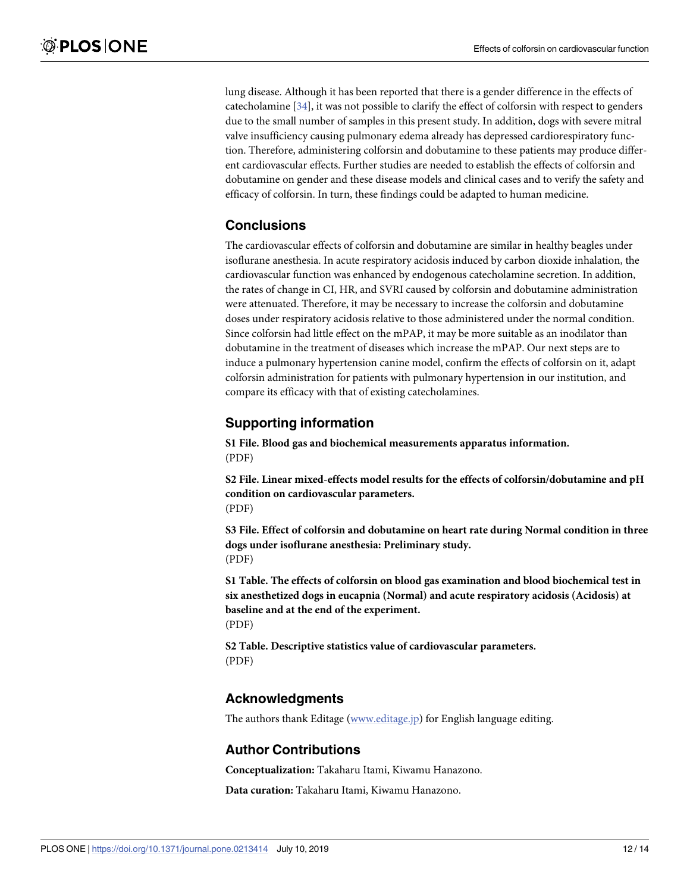lung disease. Although it has been reported that there is a gender difference in the effects of catecholamine [34], it was not possible to clarify the effect of colforsin with respect to genders due to the small number of samples in this present study. In addition, dogs with severe mitral valve insufficiency causing pulmonary edema already has depressed cardiorespiratory function. Therefore, administering colforsin and dobutamine to these patients may produce different cardiovascular effects. Further studies are needed to establish the effects of colforsin and dobutamine on gender and these disease models and clinical cases and to verify the safety and efficacy of colforsin. In turn, these findings could be adapted to human medicine.

## Conclusions

The cardiovascular effects of colforsin and dobutamine are similar in healthy beagles under isoflurane anesthesia. In acute respiratory acidosis induced by carbon dioxide inhalation, the cardiovascular function was enhanced by endogenous catecholamine secretion. In addition, the rates of change in CI, HR, and SVRI caused by colforsin and dobutamine administration were attenuated. Therefore, it may be necessary to increase the colforsin and dobutamine doses under respiratory acidosis relative to those administered under the normal condition. Since colforsin had little effect on the mPAP, it may be more suitable as an inodilator than dobutamine in the treatment of diseases which increase the mPAP. Our next steps are to induce a pulmonary hypertension canine model, confirm the effects of colforsin on it, adapt colforsin administration for patients with pulmonary hypertension in our institution, and compare its efficacy with that of existing catecholamines.

## Supporting information

**S1 File. Blood gas and biochemical measurements apparatus information.**
(PDF)

**S2 File. Linear mixed-effects model results for the effects of colforsin/dobutamine and pH condition on cardiovascular parameters.**
(PDF)

**S3 File. Effect of colforsin and dobutamine on heart rate during Normal condition in three dogs under isoflurane anesthesia: Preliminary study.**
(PDF)

**S1 Table. The effects of colforsin on blood gas examination and blood biochemical test in six anesthetized dogs in eucapnia (Normal) and acute respiratory acidosis (Acidosis) at baseline and at the end of the experiment.**
(PDF)

**S2 Table. Descriptive statistics value of cardiovascular parameters.**
(PDF)

## Acknowledgments

The authors thank Editage (www.editage.jp) for English language editing.

## Author Contributions

**Conceptualization:** Takaharu Itami, Kiwamu Hanazono.

**Data curation:** Takaharu Itami, Kiwamu Hanazono.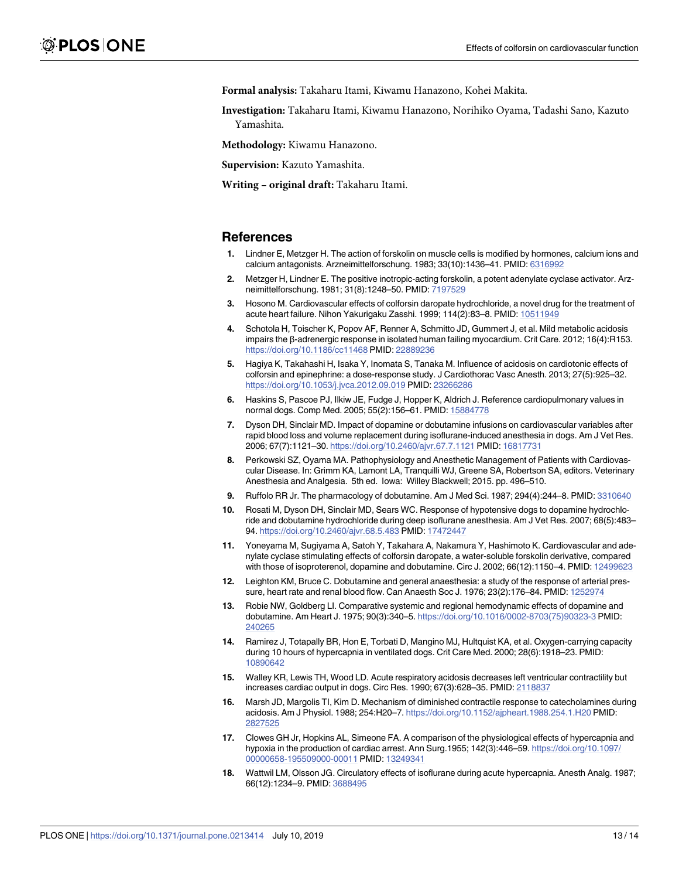**Formal analysis:** Takaharu Itami, Kiwamu Hanazono, Kohei Makita.

**Investigation:** Takaharu Itami, Kiwamu Hanazono, Norihiko Oyama, Tadashi Sano, Kazuto Yamashita.

**Methodology:** Kiwamu Hanazono.

**Supervision:** Kazuto Yamashita.

**Writing – original draft:** Takaharu Itami.

## References

1. Lindner E, Metzger H. The action of forskolin on muscle cells is modified by hormones, calcium ions and calcium antagonists. Arzneimittelforschung. 1983; 33(10):1436–41. PMID: 6316992
2. Metzger H, Lindner E. The positive inotropic-acting forskolin, a potent adenylate cyclase activator. Arzneimittelforschung. 1981; 31(8):1248–50. PMID: 7197529
3. Hosono M. Cardiovascular effects of colforsin daropate hydrochloride, a novel drug for the treatment of acute heart failure. Nihon Yakurigaku Zasshi. 1999; 114(2):83–8. PMID: 10511949
4. Schotola H, Toischer K, Popov AF, Renner A, Schmitto JD, Gummert J, et al. Mild metabolic acidosis impairs the β-adrenergic response in isolated human failing myocardium. Crit Care. 2012; 16(4):R153. https://doi.org/10.1186/cc11468 PMID: 22889236
5. Hagiya K, Takahashi H, Isaka Y, Inomata S, Tanaka M. Influence of acidosis on cardiotonic effects of colforsin and epinephrine: a dose-response study. J Cardiothorac Vasc Anesth. 2013; 27(5):925–32. https://doi.org/10.1053/j.jvca.2012.09.019 PMID: 23266286
6. Haskins S, Pascoe PJ, Ilkiw JE, Fudge J, Hopper K, Aldrich J. Reference cardiopulmonary values in normal dogs. Comp Med. 2005; 55(2):156–61. PMID: 15884778
7. Dyson DH, Sinclair MD. Impact of dopamine or dobutamine infusions on cardiovascular variables after rapid blood loss and volume replacement during isoflurane-induced anesthesia in dogs. Am J Vet Res. 2006; 67(7):1121–30. https://doi.org/10.2460/ajvr.67.7.1121 PMID: 16817731
8. Perkowski SZ, Oyama MA. Pathophysiology and Anesthetic Management of Patients with Cardiovascular Disease. In: Grimm KA, Lamont LA, Tranquilli WJ, Greene SA, Robertson SA, editors. Veterinary Anesthesia and Analgesia. 5th ed. Iowa: Willey Blackwell; 2015. pp. 496–510.
9. Ruffolo RR Jr. The pharmacology of dobutamine. Am J Med Sci. 1987; 294(4):244–8. PMID: 3310640
10. Rosati M, Dyson DH, Sinclair MD, Sears WC. Response of hypotensive dogs to dopamine hydrochloride and dobutamine hydrochloride during deep isoflurane anesthesia. Am J Vet Res. 2007; 68(5):483–94. https://doi.org/10.2460/ajvr.68.5.483 PMID: 17472447
11. Yoneyama M, Sugiyama A, Satoh Y, Takahara A, Nakamura Y, Hashimoto K. Cardiovascular and adenylate cyclase stimulating effects of colforsin daropate, a water-soluble forskolin derivative, compared with those of isoproterenol, dopamine and dobutamine. Circ J. 2002; 66(12):1150–4. PMID: 12499623
12. Leighton KM, Bruce C. Dobutamine and general anaesthesia: a study of the response of arterial pressure, heart rate and renal blood flow. Can Anaesth Soc J. 1976; 23(2):176–84. PMID: 1252974
13. Robie NW, Goldberg LI. Comparative systemic and regional hemodynamic effects of dopamine and dobutamine. Am Heart J. 1975; 90(3):340–5. https://doi.org/10.1016/0002-8703(75)90323-3 PMID: 240265
14. Ramirez J, Totapally BR, Hon E, Torbati D, Mangino MJ, Hultquist KA, et al. Oxygen-carrying capacity during 10 hours of hypercapnia in ventilated dogs. Crit Care Med. 2000; 28(6):1918–23. PMID: 10890642
15. Walley KR, Lewis TH, Wood LD. Acute respiratory acidosis decreases left ventricular contractility but increases cardiac output in dogs. Circ Res. 1990; 67(3):628–35. PMID: 2118837
16. Marsh JD, Margolis TI, Kim D. Mechanism of diminished contractile response to catecholamines during acidosis. Am J Physiol. 1988; 254:H20–7. https://doi.org/10.1152/ajpheart.1988.254.1.H20 PMID: 2827525
17. Clowes GH Jr, Hopkins AL, Simeone FA. A comparison of the physiological effects of hypercapnia and hypoxia in the production of cardiac arrest. Ann Surg.1955; 142(3):446–59. https://doi.org/10.1097/00000658-195509000-00011 PMID: 13249341
18. Wattwil LM, Olsson JG. Circulatory effects of isoflurane during acute hypercapnia. Anesth Analg. 1987; 66(12):1234–9. PMID: 3688495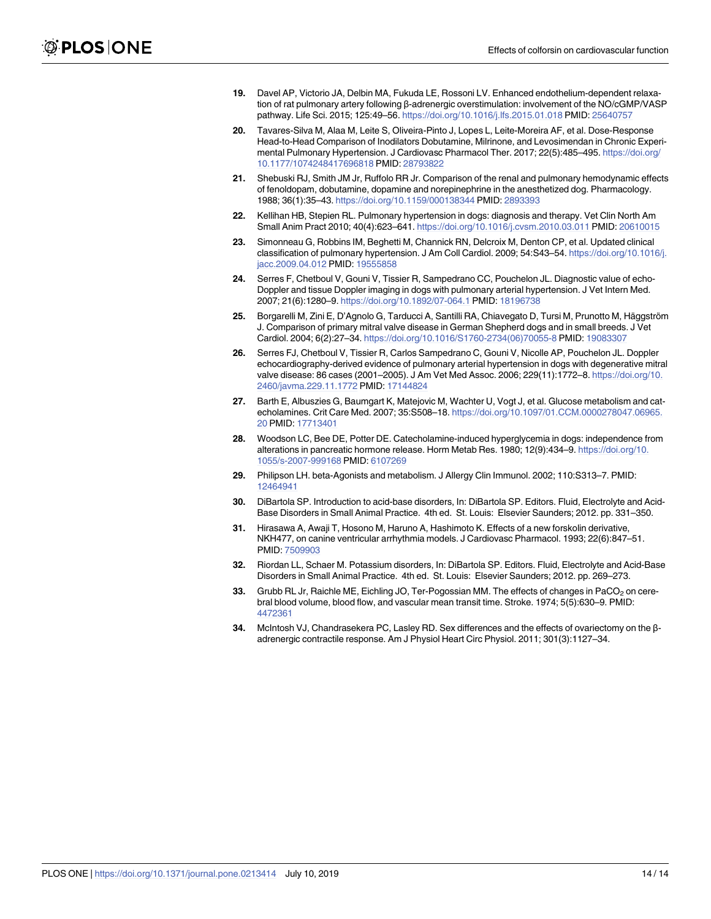19. Davel AP, Victorio JA, Delbin MA, Fukuda LE, Rossoni LV. Enhanced endothelium-dependent relaxation of rat pulmonary artery following β-adrenergic overstimulation: involvement of the NO/cGMP/VASP pathway. Life Sci. 2015; 125:49–56. https://doi.org/10.1016/j.lfs.2015.01.018 PMID: 25640757

20. Tavares-Silva M, Alaa M, Leite S, Oliveira-Pinto J, Lopes L, Leite-Moreira AF, et al. Dose-Response Head-to-Head Comparison of Inodilators Dobutamine, Milrinone, and Levosimendan in Chronic Experimental Pulmonary Hypertension. J Cardiovasc Pharmacol Ther. 2017; 22(5):485–495. https://doi.org/10.1177/1074248417696818 PMID: 28793822

21. Shebuski RJ, Smith JM Jr, Ruffolo RR Jr. Comparison of the renal and pulmonary hemodynamic effects of fenoldopam, dobutamine, dopamine and norepinephrine in the anesthetized dog. Pharmacology. 1988; 36(1):35–43. https://doi.org/10.1159/000138344 PMID: 2893393

22. Kellihan HB, Stepien RL. Pulmonary hypertension in dogs: diagnosis and therapy. Vet Clin North Am Small Anim Pract 2010; 40(4):623–641. https://doi.org/10.1016/j.cvsm.2010.03.011 PMID: 20610015

23. Simonneau G, Robbins IM, Beghetti M, Channick RN, Delcroix M, Denton CP, et al. Updated clinical classification of pulmonary hypertension. J Am Coll Cardiol. 2009; 54:S43–54. https://doi.org/10.1016/j.jacc.2009.04.012 PMID: 19555858

24. Serres F, Chetboul V, Gouni V, Tissier R, Sampedrano CC, Pouchelon JL. Diagnostic value of echo-Doppler and tissue Doppler imaging in dogs with pulmonary arterial hypertension. J Vet Intern Med. 2007; 21(6):1280–9. https://doi.org/10.1892/07-064.1 PMID: 18196738

25. Borgarelli M, Zini E, D'Agnolo G, Tarducci A, Santilli RA, Chiavegato D, Tursi M, Prunotto M, Häggström J. Comparison of primary mitral valve disease in German Shepherd dogs and in small breeds. J Vet Cardiol. 2004; 6(2):27–34. https://doi.org/10.1016/S1760-2734(06)70055-8 PMID: 19083307

26. Serres FJ, Chetboul V, Tissier R, Carlos Sampedrano C, Gouni V, Nicolle AP, Pouchelon JL. Doppler echocardiography-derived evidence of pulmonary arterial hypertension in dogs with degenerative mitral valve disease: 86 cases (2001–2005). J Am Vet Med Assoc. 2006; 229(11):1772–8. https://doi.org/10.2460/javma.229.11.1772 PMID: 17144824

27. Barth E, Albuszies G, Baumgart K, Matejovic M, Wachter U, Vogt J, et al. Glucose metabolism and catecholamines. Crit Care Med. 2007; 35:S508–18. https://doi.org/10.1097/01.CCM.0000278047.06965.20 PMID: 17713401

28. Woodson LC, Bee DE, Potter DE. Catecholamine-induced hyperglycemia in dogs: independence from alterations in pancreatic hormone release. Horm Metab Res. 1980; 12(9):434–9. https://doi.org/10.1055/s-2007-999168 PMID: 6107269

29. Philipson LH. beta-Agonists and metabolism. J Allergy Clin Immunol. 2002; 110:S313–7. PMID: 12464941

30. DiBartola SP. Introduction to acid-base disorders, In: DiBartola SP. Editors. Fluid, Electrolyte and Acid-Base Disorders in Small Animal Practice. 4th ed. St. Louis: Elsevier Saunders; 2012. pp. 331–350.

31. Hirasawa A, Awaji T, Hosono M, Haruno A, Hashimoto K. Effects of a new forskolin derivative, NKH477, on canine ventricular arrhythmia models. J Cardiovasc Pharmacol. 1993; 22(6):847–51. PMID: 7509903

32. Riordan LL, Schaer M. Potassium disorders, In: DiBartola SP. Editors. Fluid, Electrolyte and Acid-Base Disorders in Small Animal Practice. 4th ed. St. Louis: Elsevier Saunders; 2012. pp. 269–273.

33. Grubb RL Jr, Raichle ME, Eichling JO, Ter-Pogossian MM. The effects of changes in $PaCO_2$ on cerebral blood volume, blood flow, and vascular mean transit time. Stroke. 1974; 5(5):630–9. PMID: 4472361

34. McIntosh VJ, Chandrasekera PC, Lasley RD. Sex differences and the effects of ovariectomy on the β-adrenergic contractile response. Am J Physiol Heart Circ Physiol. 2011; 301(3):1127–34.